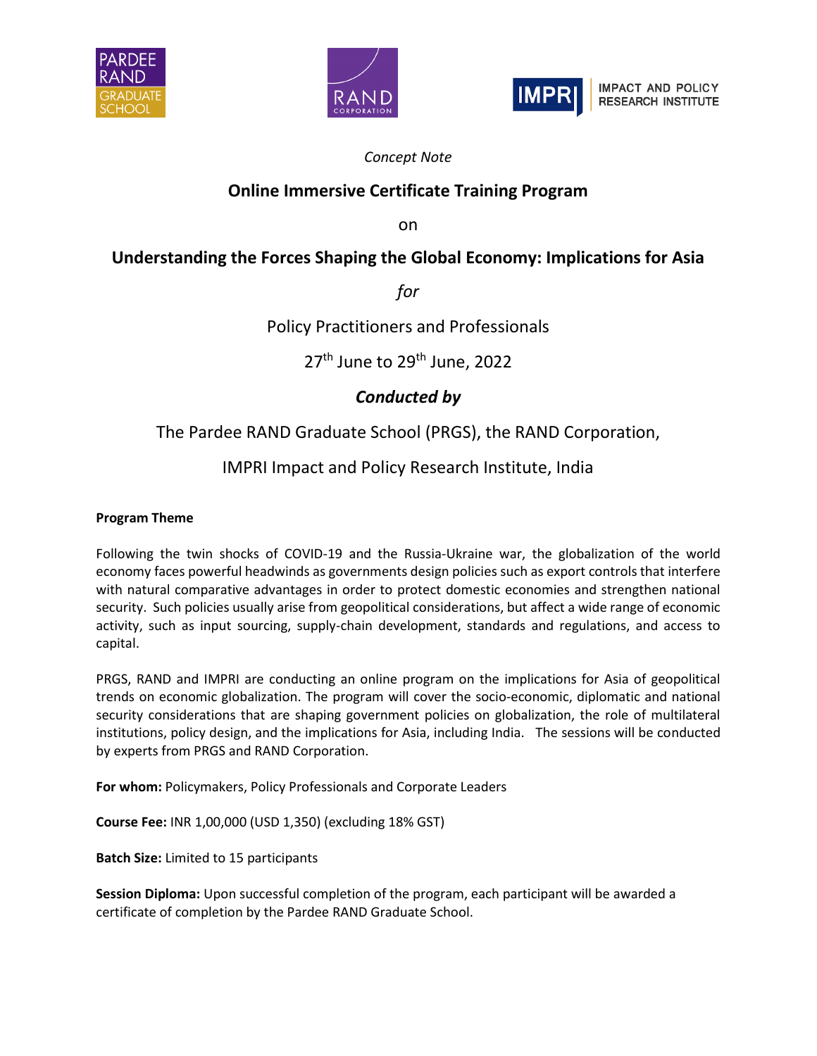*Concept Note*

# Online Immersive Certificate Training Program

on

# Understanding the Forces Shaping the Global Economy: Implications for Asia

*for*

Policy Practitioners and Professionals

27th June to 29th June, 2022

***Conducted by***

The Pardee RAND Graduate School (PRGS), the RAND Corporation,

IMPRI Impact and Policy Research Institute, India

**Program Theme**

Following the twin shocks of COVID-19 and the Russia-Ukraine war, the globalization of the world economy faces powerful headwinds as governments design policies such as export controls that interfere with natural comparative advantages in order to protect domestic economies and strengthen national security. Such policies usually arise from geopolitical considerations, but affect a wide range of economic activity, such as input sourcing, supply-chain development, standards and regulations, and access to capital.

PRGS, RAND and IMPRI are conducting an online program on the implications for Asia of geopolitical trends on economic globalization. The program will cover the socio-economic, diplomatic and national security considerations that are shaping government policies on globalization, the role of multilateral institutions, policy design, and the implications for Asia, including India. The sessions will be conducted by experts from PRGS and RAND Corporation.

**For whom:** Policymakers, Policy Professionals and Corporate Leaders

**Course Fee:** INR 1,00,000 (USD 1,350) (excluding 18% GST)

**Batch Size:** Limited to 15 participants

**Session Diploma:** Upon successful completion of the program, each participant will be awarded a certificate of completion by the Pardee RAND Graduate School.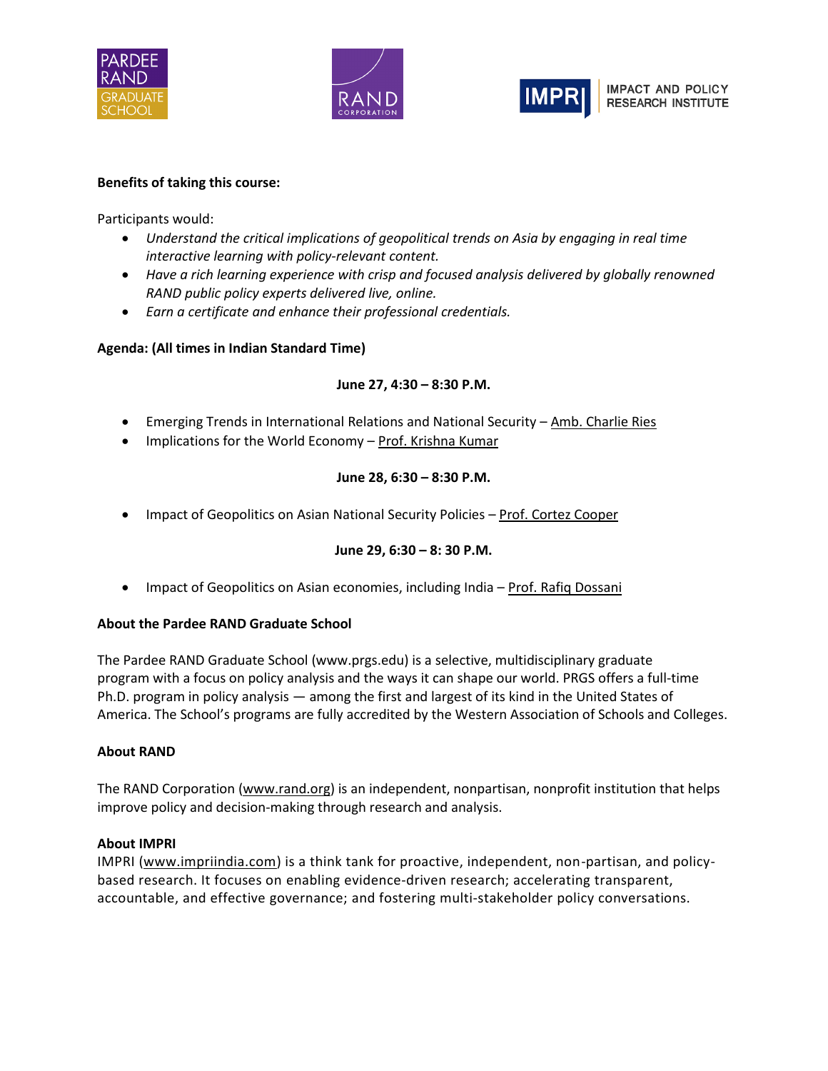**Benefits of taking this course:**

Participants would:

- *Understand the critical implications of geopolitical trends on Asia by engaging in real time interactive learning with policy-relevant content.*
- *Have a rich learning experience with crisp and focused analysis delivered by globally renowned RAND public policy experts delivered live, online.*
- *Earn a certificate and enhance their professional credentials.*

**Agenda: (All times in Indian Standard Time)**

**June 27, 4:30 – 8:30 P.M.**

- Emerging Trends in International Relations and National Security – Amb. Charlie Ries
- Implications for the World Economy – Prof. Krishna Kumar

**June 28, 6:30 – 8:30 P.M.**

- Impact of Geopolitics on Asian National Security Policies – Prof. Cortez Cooper

**June 29, 6:30 – 8: 30 P.M.**

- Impact of Geopolitics on Asian economies, including India – Prof. Rafiq Dossani

**About the Pardee RAND Graduate School**

The Pardee RAND Graduate School (www.prgs.edu) is a selective, multidisciplinary graduate program with a focus on policy analysis and the ways it can shape our world. PRGS offers a full-time Ph.D. program in policy analysis — among the first and largest of its kind in the United States of America. The School's programs are fully accredited by the Western Association of Schools and Colleges.

**About RAND**

The RAND Corporation (www.rand.org) is an independent, nonpartisan, nonprofit institution that helps improve policy and decision-making through research and analysis.

**About IMPRI**

IMPRI (www.impriindia.com) is a think tank for proactive, independent, non-partisan, and policy-based research. It focuses on enabling evidence-driven research; accelerating transparent, accountable, and effective governance; and fostering multi-stakeholder policy conversations.